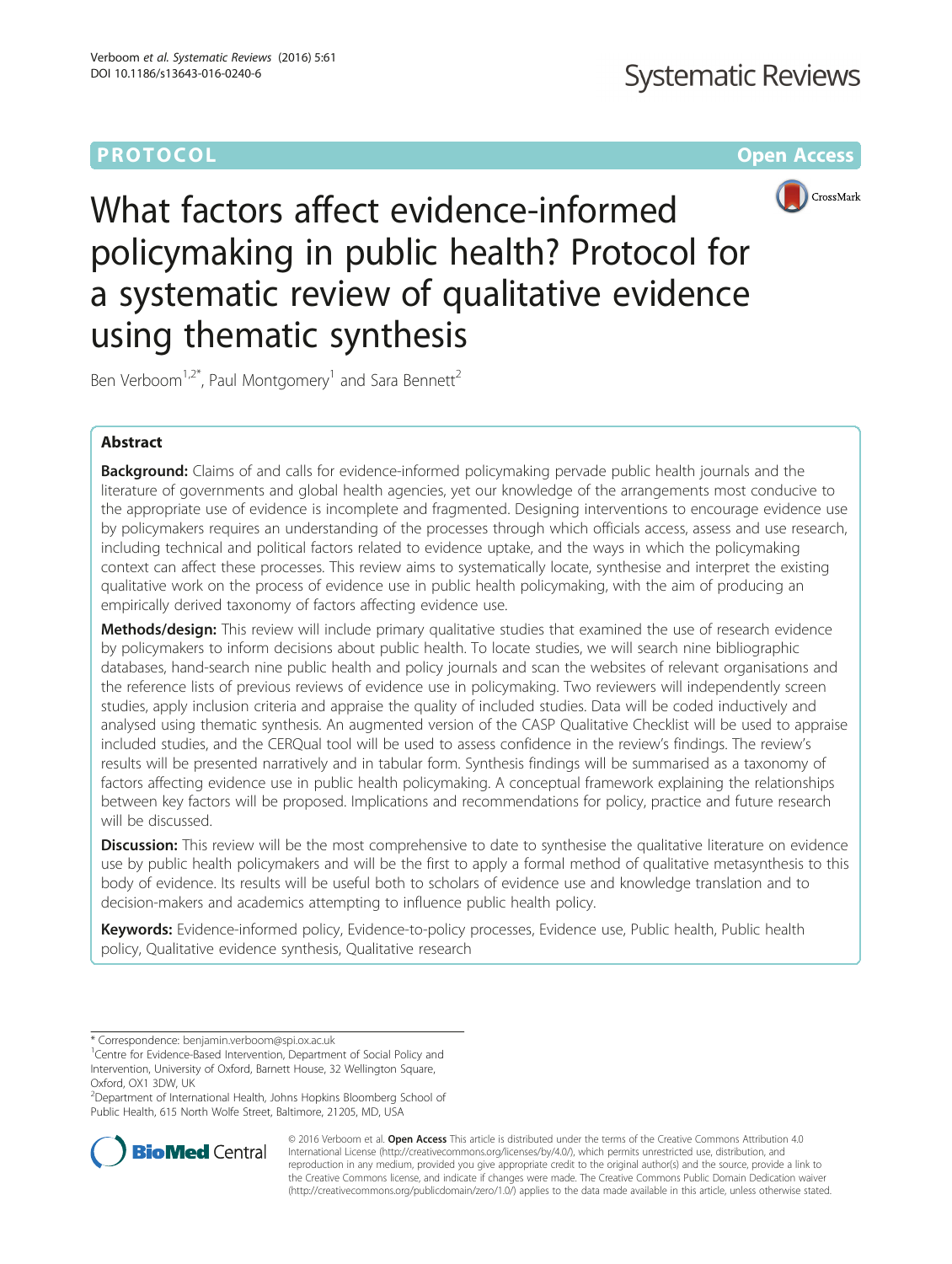**PROTOCOL** **Open Access**

# What factors affect evidence-informed policymaking in public health? Protocol for a systematic review of qualitative evidence using thematic synthesis

Ben Verboom[1,2*], Paul Montgomery[1] and Sara Bennett[2]

## Abstract

**Background:** Claims of and calls for evidence-informed policymaking pervade public health journals and the literature of governments and global health agencies, yet our knowledge of the arrangements most conducive to the appropriate use of evidence is incomplete and fragmented. Designing interventions to encourage evidence use by policymakers requires an understanding of the processes through which officials access, assess and use research, including technical and political factors related to evidence uptake, and the ways in which the policymaking context can affect these processes. This review aims to systematically locate, synthesise and interpret the existing qualitative work on the process of evidence use in public health policymaking, with the aim of producing an empirically derived taxonomy of factors affecting evidence use.

**Methods/design:** This review will include primary qualitative studies that examined the use of research evidence by policymakers to inform decisions about public health. To locate studies, we will search nine bibliographic databases, hand-search nine public health and policy journals and scan the websites of relevant organisations and the reference lists of previous reviews of evidence use in policymaking. Two reviewers will independently screen studies, apply inclusion criteria and appraise the quality of included studies. Data will be coded inductively and analysed using thematic synthesis. An augmented version of the CASP Qualitative Checklist will be used to appraise included studies, and the CERQual tool will be used to assess confidence in the review's findings. The review's results will be presented narratively and in tabular form. Synthesis findings will be summarised as a taxonomy of factors affecting evidence use in public health policymaking. A conceptual framework explaining the relationships between key factors will be proposed. Implications and recommendations for policy, practice and future research will be discussed.

**Discussion:** This review will be the most comprehensive to date to synthesise the qualitative literature on evidence use by public health policymakers and will be the first to apply a formal method of qualitative metasynthesis to this body of evidence. Its results will be useful both to scholars of evidence use and knowledge translation and to decision-makers and academics attempting to influence public health policy.

**Keywords:** Evidence-informed policy, Evidence-to-policy processes, Evidence use, Public health, Public health policy, Qualitative evidence synthesis, Qualitative research

\* Correspondence: benjamin.verboom@spi.ox.ac.uk
[1]Centre for Evidence-Based Intervention, Department of Social Policy and Intervention, University of Oxford, Barnett House, 32 Wellington Square, Oxford, OX1 3DW, UK
[2]Department of International Health, Johns Hopkins Bloomberg School of Public Health, 615 North Wolfe Street, Baltimore, 21205, MD, USA

© 2016 Verboom et al. **Open Access** This article is distributed under the terms of the Creative Commons Attribution 4.0 International License (http://creativecommons.org/licenses/by/4.0/), which permits unrestricted use, distribution, and reproduction in any medium, provided you give appropriate credit to the original author(s) and the source, provide a link to the Creative Commons license, and indicate if changes were made. The Creative Commons Public Domain Dedication waiver (http://creativecommons.org/publicdomain/zero/1.0/) applies to the data made available in this article, unless otherwise stated.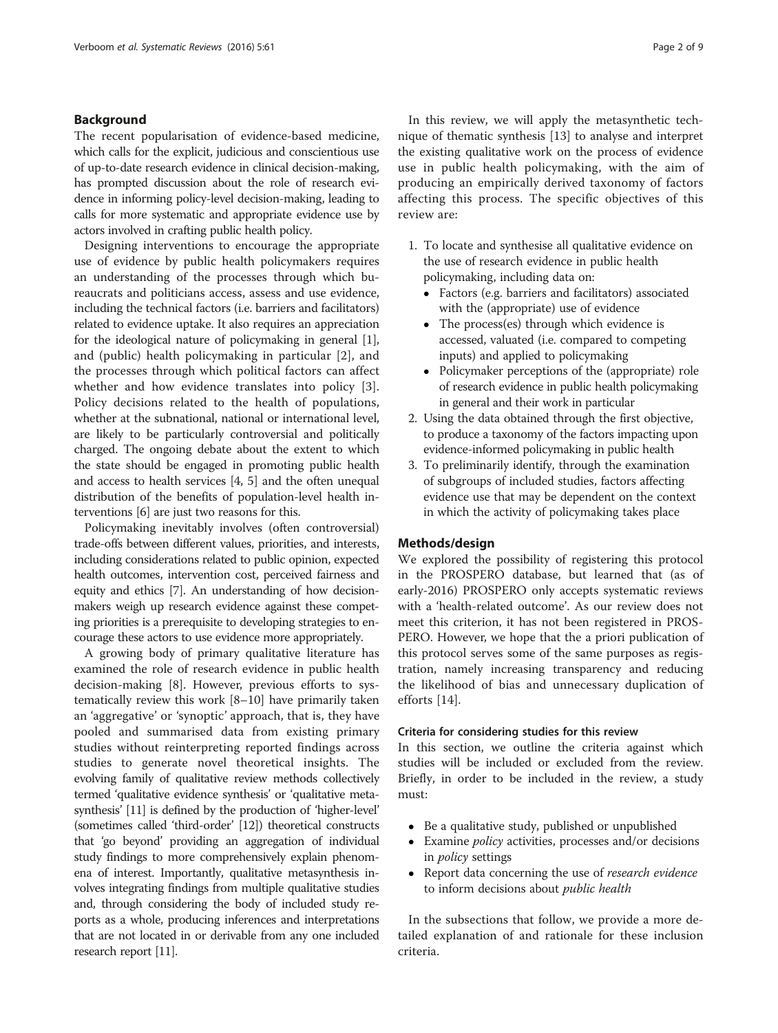## Background

The recent popularisation of evidence-based medicine, which calls for the explicit, judicious and conscientious use of up-to-date research evidence in clinical decision-making, has prompted discussion about the role of research evidence in informing policy-level decision-making, leading to calls for more systematic and appropriate evidence use by actors involved in crafting public health policy.

Designing interventions to encourage the appropriate use of evidence by public health policymakers requires an understanding of the processes through which bureaucrats and politicians access, assess and use evidence, including the technical factors (i.e. barriers and facilitators) related to evidence uptake. It also requires an appreciation for the ideological nature of policymaking in general [1], and (public) health policymaking in particular [2], and the processes through which political factors can affect whether and how evidence translates into policy [3]. Policy decisions related to the health of populations, whether at the subnational, national or international level, are likely to be particularly controversial and politically charged. The ongoing debate about the extent to which the state should be engaged in promoting public health and access to health services [4, 5] and the often unequal distribution of the benefits of population-level health interventions [6] are just two reasons for this.

Policymaking inevitably involves (often controversial) trade-offs between different values, priorities, and interests, including considerations related to public opinion, expected health outcomes, intervention cost, perceived fairness and equity and ethics [7]. An understanding of how decision-makers weigh up research evidence against these competing priorities is a prerequisite to developing strategies to encourage these actors to use evidence more appropriately.

A growing body of primary qualitative literature has examined the role of research evidence in public health decision-making [8]. However, previous efforts to systematically review this work [8–10] have primarily taken an 'aggregative' or 'synoptic' approach, that is, they have pooled and summarised data from existing primary studies without reinterpreting reported findings across studies to generate novel theoretical insights. The evolving family of qualitative review methods collectively termed 'qualitative evidence synthesis' or 'qualitative metasynthesis' [11] is defined by the production of 'higher-level' (sometimes called 'third-order' [12]) theoretical constructs that 'go beyond' providing an aggregation of individual study findings to more comprehensively explain phenomena of interest. Importantly, qualitative metasynthesis involves integrating findings from multiple qualitative studies and, through considering the body of included study reports as a whole, producing inferences and interpretations that are not located in or derivable from any one included research report [11].

In this review, we will apply the metasynthetic technique of thematic synthesis [13] to analyse and interpret the existing qualitative work on the process of evidence use in public health policymaking, with the aim of producing an empirically derived taxonomy of factors affecting this process. The specific objectives of this review are:

1. To locate and synthesise all qualitative evidence on the use of research evidence in public health policymaking, including data on:
   - Factors (e.g. barriers and facilitators) associated with the (appropriate) use of evidence
   - The process(es) through which evidence is accessed, valuated (i.e. compared to competing inputs) and applied to policymaking
   - Policymaker perceptions of the (appropriate) role of research evidence in public health policymaking in general and their work in particular
2. Using the data obtained through the first objective, to produce a taxonomy of the factors impacting upon evidence-informed policymaking in public health
3. To preliminarily identify, through the examination of subgroups of included studies, factors affecting evidence use that may be dependent on the context in which the activity of policymaking takes place

## Methods/design

We explored the possibility of registering this protocol in the PROSPERO database, but learned that (as of early-2016) PROSPERO only accepts systematic reviews with a 'health-related outcome'. As our review does not meet this criterion, it has not been registered in PROSPERO. However, we hope that the a priori publication of this protocol serves some of the same purposes as registration, namely increasing transparency and reducing the likelihood of bias and unnecessary duplication of efforts [14].

### Criteria for considering studies for this review

In this section, we outline the criteria against which studies will be included or excluded from the review. Briefly, in order to be included in the review, a study must:

- Be a qualitative study, published or unpublished
- Examine *policy* activities, processes and/or decisions in *policy* settings
- Report data concerning the use of *research evidence* to inform decisions about *public health*

In the subsections that follow, we provide a more detailed explanation of and rationale for these inclusion criteria.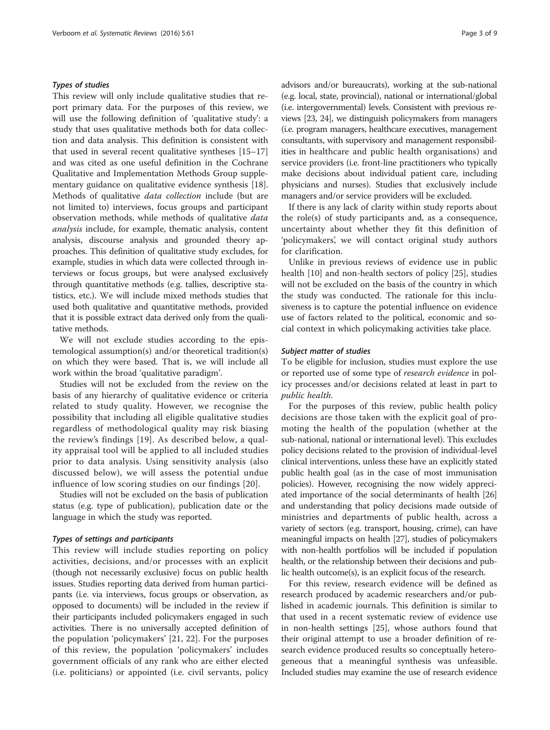#### Types of studies

This review will only include qualitative studies that report primary data. For the purposes of this review, we will use the following definition of 'qualitative study': a study that uses qualitative methods both for data collection and data analysis. This definition is consistent with that used in several recent qualitative syntheses [15–17] and was cited as one useful definition in the Cochrane Qualitative and Implementation Methods Group supplementary guidance on qualitative evidence synthesis [18]. Methods of qualitative *data collection* include (but are not limited to) interviews, focus groups and participant observation methods, while methods of qualitative *data analysis* include, for example, thematic analysis, content analysis, discourse analysis and grounded theory approaches. This definition of qualitative study excludes, for example, studies in which data were collected through interviews or focus groups, but were analysed exclusively through quantitative methods (e.g. tallies, descriptive statistics, etc.). We will include mixed methods studies that used both qualitative and quantitative methods, provided that it is possible extract data derived only from the qualitative methods.

We will not exclude studies according to the epistemological assumption(s) and/or theoretical tradition(s) on which they were based. That is, we will include all work within the broad 'qualitative paradigm'.

Studies will not be excluded from the review on the basis of any hierarchy of qualitative evidence or criteria related to study quality. However, we recognise the possibility that including all eligible qualitative studies regardless of methodological quality may risk biasing the review's findings [19]. As described below, a quality appraisal tool will be applied to all included studies prior to data analysis. Using sensitivity analysis (also discussed below), we will assess the potential undue influence of low scoring studies on our findings [20].

Studies will not be excluded on the basis of publication status (e.g. type of publication), publication date or the language in which the study was reported.

#### Types of settings and participants

This review will include studies reporting on policy activities, decisions, and/or processes with an explicit (though not necessarily exclusive) focus on public health issues. Studies reporting data derived from human participants (i.e. via interviews, focus groups or observation, as opposed to documents) will be included in the review if their participants included policymakers engaged in such activities. There is no universally accepted definition of the population 'policymakers' [21, 22]. For the purposes of this review, the population 'policymakers' includes government officials of any rank who are either elected (i.e. politicians) or appointed (i.e. civil servants, policy advisors and/or bureaucrats), working at the sub-national (e.g. local, state, provincial), national or international/global (i.e. intergovernmental) levels. Consistent with previous reviews [23, 24], we distinguish policymakers from managers (i.e. program managers, healthcare executives, management consultants, with supervisory and management responsibilities in healthcare and public health organisations) and service providers (i.e. front-line practitioners who typically make decisions about individual patient care, including physicians and nurses). Studies that exclusively include managers and/or service providers will be excluded.

If there is any lack of clarity within study reports about the role(s) of study participants and, as a consequence, uncertainty about whether they fit this definition of 'policymakers', we will contact original study authors for clarification.

Unlike in previous reviews of evidence use in public health [10] and non-health sectors of policy [25], studies will not be excluded on the basis of the country in which the study was conducted. The rationale for this inclusiveness is to capture the potential influence on evidence use of factors related to the political, economic and social context in which policymaking activities take place.

#### Subject matter of studies

To be eligible for inclusion, studies must explore the use or reported use of some type of *research evidence* in policy processes and/or decisions related at least in part to *public health*.

For the purposes of this review, public health policy decisions are those taken with the explicit goal of promoting the health of the population (whether at the sub-national, national or international level). This excludes policy decisions related to the provision of individual-level clinical interventions, unless these have an explicitly stated public health goal (as in the case of most immunisation policies). However, recognising the now widely appreciated importance of the social determinants of health [26] and understanding that policy decisions made outside of ministries and departments of public health, across a variety of sectors (e.g. transport, housing, crime), can have meaningful impacts on health [27], studies of policymakers with non-health portfolios will be included if population health, or the relationship between their decisions and public health outcome(s), is an explicit focus of the research.

For this review, research evidence will be defined as research produced by academic researchers and/or published in academic journals. This definition is similar to that used in a recent systematic review of evidence use in non-health settings [25], whose authors found that their original attempt to use a broader definition of research evidence produced results so conceptually heterogeneous that a meaningful synthesis was unfeasible. Included studies may examine the use of research evidence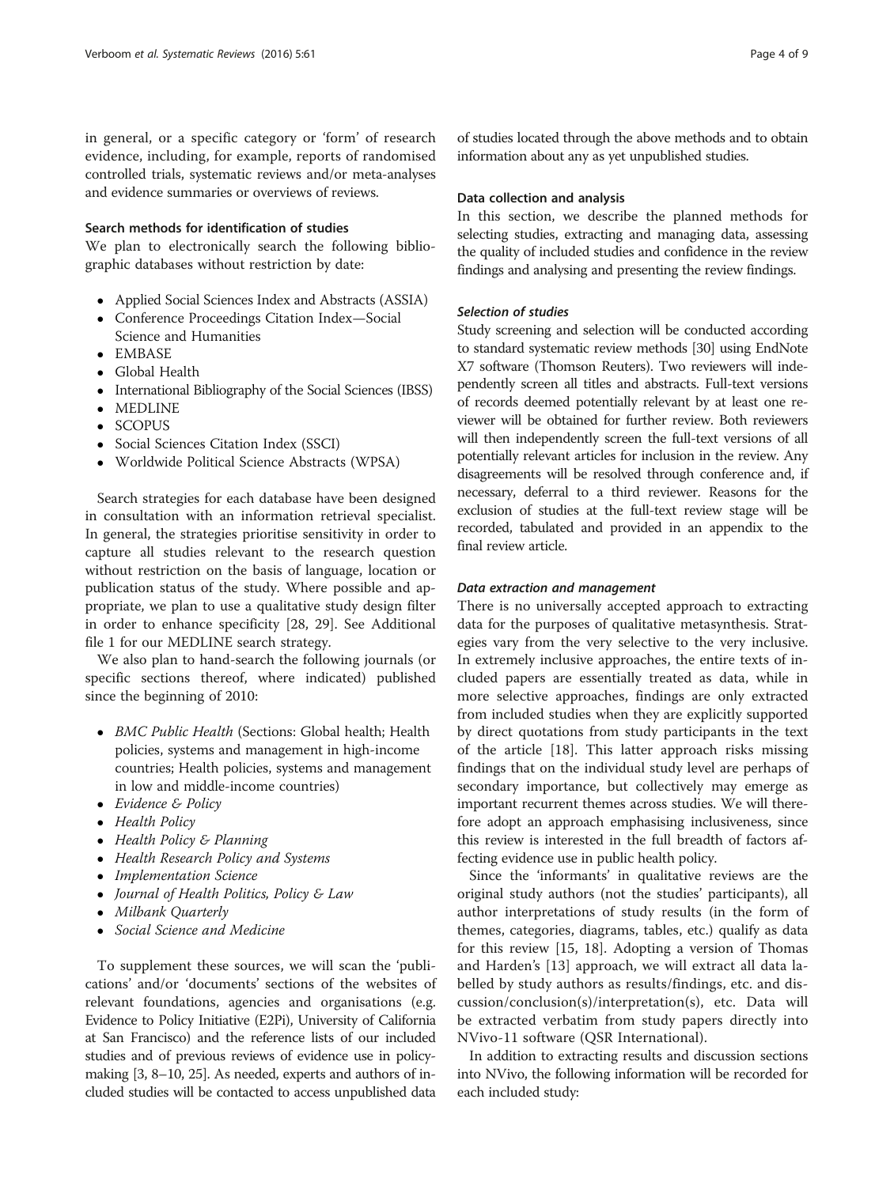in general, or a specific category or 'form' of research evidence, including, for example, reports of randomised controlled trials, systematic reviews and/or meta-analyses and evidence summaries or overviews of reviews.

#### Search methods for identification of studies

We plan to electronically search the following bibliographic databases without restriction by date:

- Applied Social Sciences Index and Abstracts (ASSIA)
- Conference Proceedings Citation Index—Social Science and Humanities
- EMBASE
- Global Health
- International Bibliography of the Social Sciences (IBSS)
- MEDLINE
- SCOPUS
- Social Sciences Citation Index (SSCI)
- Worldwide Political Science Abstracts (WPSA)

Search strategies for each database have been designed in consultation with an information retrieval specialist. In general, the strategies prioritise sensitivity in order to capture all studies relevant to the research question without restriction on the basis of language, location or publication status of the study. Where possible and appropriate, we plan to use a qualitative study design filter in order to enhance specificity [28, 29]. See Additional file 1 for our MEDLINE search strategy.

We also plan to hand-search the following journals (or specific sections thereof, where indicated) published since the beginning of 2010:

- *BMC Public Health* (Sections: Global health; Health policies, systems and management in high-income countries; Health policies, systems and management in low and middle-income countries)
- *Evidence & Policy*
- *Health Policy*
- *Health Policy & Planning*
- *Health Research Policy and Systems*
- *Implementation Science*
- *Journal of Health Politics, Policy & Law*
- *Milbank Quarterly*
- *Social Science and Medicine*

To supplement these sources, we will scan the 'publications' and/or 'documents' sections of the websites of relevant foundations, agencies and organisations (e.g. Evidence to Policy Initiative (E2Pi), University of California at San Francisco) and the reference lists of our included studies and of previous reviews of evidence use in policymaking [3, 8–10, 25]. As needed, experts and authors of included studies will be contacted to access unpublished data of studies located through the above methods and to obtain information about any as yet unpublished studies.

#### Data collection and analysis

In this section, we describe the planned methods for selecting studies, extracting and managing data, assessing the quality of included studies and confidence in the review findings and analysing and presenting the review findings.

##### *Selection of studies*

Study screening and selection will be conducted according to standard systematic review methods [30] using EndNote X7 software (Thomson Reuters). Two reviewers will independently screen all titles and abstracts. Full-text versions of records deemed potentially relevant by at least one reviewer will be obtained for further review. Both reviewers will then independently screen the full-text versions of all potentially relevant articles for inclusion in the review. Any disagreements will be resolved through conference and, if necessary, deferral to a third reviewer. Reasons for the exclusion of studies at the full-text review stage will be recorded, tabulated and provided in an appendix to the final review article.

##### *Data extraction and management*

There is no universally accepted approach to extracting data for the purposes of qualitative metasynthesis. Strategies vary from the very selective to the very inclusive. In extremely inclusive approaches, the entire texts of included papers are essentially treated as data, while in more selective approaches, findings are only extracted from included studies when they are explicitly supported by direct quotations from study participants in the text of the article [18]. This latter approach risks missing findings that on the individual study level are perhaps of secondary importance, but collectively may emerge as important recurrent themes across studies. We will therefore adopt an approach emphasising inclusiveness, since this review is interested in the full breadth of factors affecting evidence use in public health policy.

Since the 'informants' in qualitative reviews are the original study authors (not the studies' participants), all author interpretations of study results (in the form of themes, categories, diagrams, tables, etc.) qualify as data for this review [15, 18]. Adopting a version of Thomas and Harden's [13] approach, we will extract all data labelled by study authors as results/findings, etc. and discussion/conclusion(s)/interpretation(s), etc. Data will be extracted verbatim from study papers directly into NVivo-11 software (QSR International).

In addition to extracting results and discussion sections into NVivo, the following information will be recorded for each included study: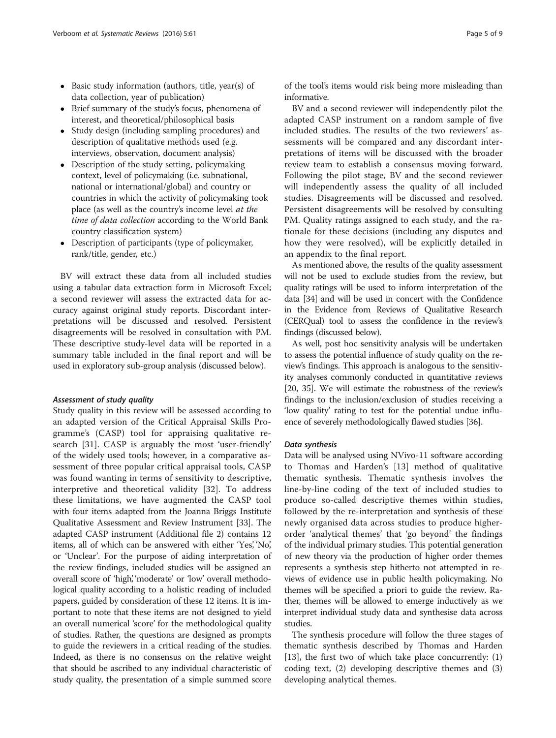- Basic study information (authors, title, year(s) of data collection, year of publication)
- Brief summary of the study's focus, phenomena of interest, and theoretical/philosophical basis
- Study design (including sampling procedures) and description of qualitative methods used (e.g. interviews, observation, document analysis)
- Description of the study setting, policymaking context, level of policymaking (i.e. subnational, national or international/global) and country or countries in which the activity of policymaking took place (as well as the country's income level *at the time of data collection* according to the World Bank country classification system)
- Description of participants (type of policymaker, rank/title, gender, etc.)

BV will extract these data from all included studies using a tabular data extraction form in Microsoft Excel; a second reviewer will assess the extracted data for accuracy against original study reports. Discordant interpretations will be discussed and resolved. Persistent disagreements will be resolved in consultation with PM. These descriptive study-level data will be reported in a summary table included in the final report and will be used in exploratory sub-group analysis (discussed below).

#### *Assessment of study quality*

Study quality in this review will be assessed according to an adapted version of the Critical Appraisal Skills Programme's (CASP) tool for appraising qualitative research [31]. CASP is arguably the most 'user-friendly' of the widely used tools; however, in a comparative assessment of three popular critical appraisal tools, CASP was found wanting in terms of sensitivity to descriptive, interpretive and theoretical validity [32]. To address these limitations, we have augmented the CASP tool with four items adapted from the Joanna Briggs Institute Qualitative Assessment and Review Instrument [33]. The adapted CASP instrument (Additional file 2) contains 12 items, all of which can be answered with either 'Yes', 'No', or 'Unclear'. For the purpose of aiding interpretation of the review findings, included studies will be assigned an overall score of 'high', 'moderate' or 'low' overall methodological quality according to a holistic reading of included papers, guided by consideration of these 12 items. It is important to note that these items are not designed to yield an overall numerical 'score' for the methodological quality of studies. Rather, the questions are designed as prompts to guide the reviewers in a critical reading of the studies. Indeed, as there is no consensus on the relative weight that should be ascribed to any individual characteristic of study quality, the presentation of a simple summed score of the tool's items would risk being more misleading than informative.

BV and a second reviewer will independently pilot the adapted CASP instrument on a random sample of five included studies. The results of the two reviewers' assessments will be compared and any discordant interpretations of items will be discussed with the broader review team to establish a consensus moving forward. Following the pilot stage, BV and the second reviewer will independently assess the quality of all included studies. Disagreements will be discussed and resolved. Persistent disagreements will be resolved by consulting PM. Quality ratings assigned to each study, and the rationale for these decisions (including any disputes and how they were resolved), will be explicitly detailed in an appendix to the final report.

As mentioned above, the results of the quality assessment will not be used to exclude studies from the review, but quality ratings will be used to inform interpretation of the data [34] and will be used in concert with the Confidence in the Evidence from Reviews of Qualitative Research (CERQual) tool to assess the confidence in the review's findings (discussed below).

As well, post hoc sensitivity analysis will be undertaken to assess the potential influence of study quality on the review's findings. This approach is analogous to the sensitivity analyses commonly conducted in quantitative reviews [20, 35]. We will estimate the robustness of the review's findings to the inclusion/exclusion of studies receiving a 'low quality' rating to test for the potential undue influence of severely methodologically flawed studies [36].

#### *Data synthesis*

Data will be analysed using NVivo-11 software according to Thomas and Harden's [13] method of qualitative thematic synthesis. Thematic synthesis involves the line-by-line coding of the text of included studies to produce so-called descriptive themes within studies, followed by the re-interpretation and synthesis of these newly organised data across studies to produce higher-order 'analytical themes' that 'go beyond' the findings of the individual primary studies. This potential generation of new theory via the production of higher order themes represents a synthesis step hitherto not attempted in reviews of evidence use in public health policymaking. No themes will be specified a priori to guide the review. Rather, themes will be allowed to emerge inductively as we interpret individual study data and synthesise data across studies.

The synthesis procedure will follow the three stages of thematic synthesis described by Thomas and Harden [13], the first two of which take place concurrently: (1) coding text, (2) developing descriptive themes and (3) developing analytical themes.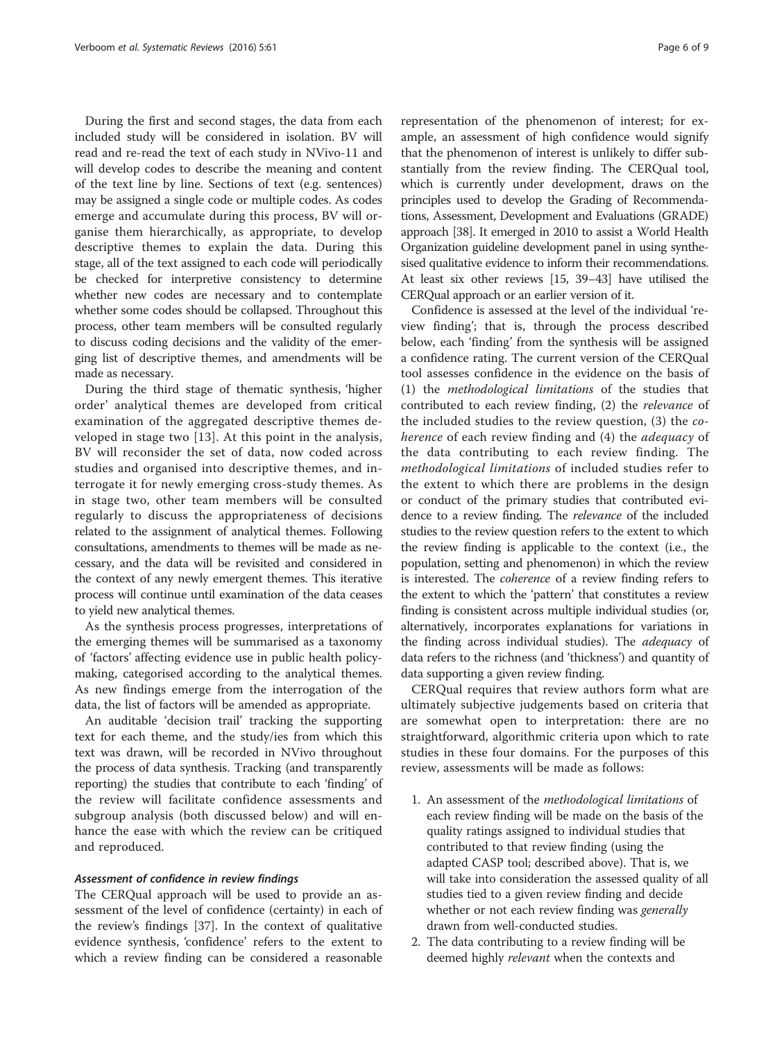During the first and second stages, the data from each included study will be considered in isolation. BV will read and re-read the text of each study in NVivo-11 and will develop codes to describe the meaning and content of the text line by line. Sections of text (e.g. sentences) may be assigned a single code or multiple codes. As codes emerge and accumulate during this process, BV will organise them hierarchically, as appropriate, to develop descriptive themes to explain the data. During this stage, all of the text assigned to each code will periodically be checked for interpretive consistency to determine whether new codes are necessary and to contemplate whether some codes should be collapsed. Throughout this process, other team members will be consulted regularly to discuss coding decisions and the validity of the emerging list of descriptive themes, and amendments will be made as necessary.

During the third stage of thematic synthesis, 'higher order' analytical themes are developed from critical examination of the aggregated descriptive themes developed in stage two [13]. At this point in the analysis, BV will reconsider the set of data, now coded across studies and organised into descriptive themes, and interrogate it for newly emerging cross-study themes. As in stage two, other team members will be consulted regularly to discuss the appropriateness of decisions related to the assignment of analytical themes. Following consultations, amendments to themes will be made as necessary, and the data will be revisited and considered in the context of any newly emergent themes. This iterative process will continue until examination of the data ceases to yield new analytical themes.

As the synthesis process progresses, interpretations of the emerging themes will be summarised as a taxonomy of 'factors' affecting evidence use in public health policymaking, categorised according to the analytical themes. As new findings emerge from the interrogation of the data, the list of factors will be amended as appropriate.

An auditable 'decision trail' tracking the supporting text for each theme, and the study/ies from which this text was drawn, will be recorded in NVivo throughout the process of data synthesis. Tracking (and transparently reporting) the studies that contribute to each 'finding' of the review will facilitate confidence assessments and subgroup analysis (both discussed below) and will enhance the ease with which the review can be critiqued and reproduced.

#### Assessment of confidence in review findings

The CERQual approach will be used to provide an assessment of the level of confidence (certainty) in each of the review's findings [37]. In the context of qualitative evidence synthesis, 'confidence' refers to the extent to which a review finding can be considered a reasonable representation of the phenomenon of interest; for example, an assessment of high confidence would signify that the phenomenon of interest is unlikely to differ substantially from the review finding. The CERQual tool, which is currently under development, draws on the principles used to develop the Grading of Recommendations, Assessment, Development and Evaluations (GRADE) approach [38]. It emerged in 2010 to assist a World Health Organization guideline development panel in using synthesised qualitative evidence to inform their recommendations. At least six other reviews [15, 39–43] have utilised the CERQual approach or an earlier version of it.

Confidence is assessed at the level of the individual 'review finding'; that is, through the process described below, each 'finding' from the synthesis will be assigned a confidence rating. The current version of the CERQual tool assesses confidence in the evidence on the basis of (1) the *methodological limitations* of the studies that contributed to each review finding, (2) the *relevance* of the included studies to the review question, (3) the *coherence* of each review finding and (4) the *adequacy* of the data contributing to each review finding. The *methodological limitations* of included studies refer to the extent to which there are problems in the design or conduct of the primary studies that contributed evidence to a review finding. The *relevance* of the included studies to the review question refers to the extent to which the review finding is applicable to the context (i.e., the population, setting and phenomenon) in which the review is interested. The *coherence* of a review finding refers to the extent to which the 'pattern' that constitutes a review finding is consistent across multiple individual studies (or, alternatively, incorporates explanations for variations in the finding across individual studies). The *adequacy* of data refers to the richness (and 'thickness') and quantity of data supporting a given review finding.

CERQual requires that review authors form what are ultimately subjective judgements based on criteria that are somewhat open to interpretation: there are no straightforward, algorithmic criteria upon which to rate studies in these four domains. For the purposes of this review, assessments will be made as follows:

1. An assessment of the *methodological limitations* of each review finding will be made on the basis of the quality ratings assigned to individual studies that contributed to that review finding (using the adapted CASP tool; described above). That is, we will take into consideration the assessed quality of all studies tied to a given review finding and decide whether or not each review finding was *generally* drawn from well-conducted studies.
2. The data contributing to a review finding will be deemed highly *relevant* when the contexts and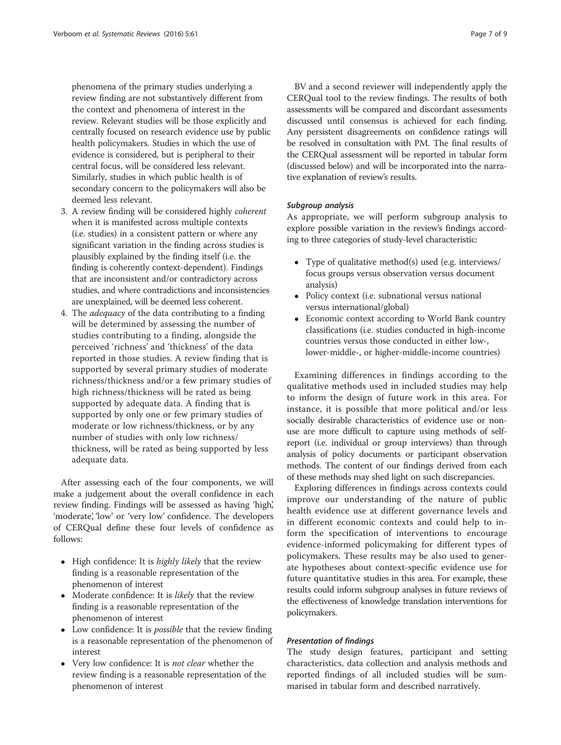phenomena of the primary studies underlying a review finding are not substantively different from the context and phenomena of interest in the review. Relevant studies will be those explicitly and centrally focused on research evidence use by public health policymakers. Studies in which the use of evidence is considered, but is peripheral to their central focus, will be considered less relevant. Similarly, studies in which public health is of secondary concern to the policymakers will also be deemed less relevant.

3. A review finding will be considered highly *coherent* when it is manifested across multiple contexts (i.e. studies) in a consistent pattern or where any significant variation in the finding across studies is plausibly explained by the finding itself (i.e. the finding is coherently context-dependent). Findings that are inconsistent and/or contradictory across studies, and where contradictions and inconsistencies are unexplained, will be deemed less coherent.
4. The *adequacy* of the data contributing to a finding will be determined by assessing the number of studies contributing to a finding, alongside the perceived 'richness' and 'thickness' of the data reported in those studies. A review finding that is supported by several primary studies of moderate richness/thickness and/or a few primary studies of high richness/thickness will be rated as being supported by adequate data. A finding that is supported by only one or few primary studies of moderate or low richness/thickness, or by any number of studies with only low richness/thickness, will be rated as being supported by less adequate data.

After assessing each of the four components, we will make a judgement about the overall confidence in each review finding. Findings will be assessed as having 'high', 'moderate', 'low' or 'very low' confidence. The developers of CERQual define these four levels of confidence as follows:

- High confidence: It is *highly likely* that the review finding is a reasonable representation of the phenomenon of interest
- Moderate confidence: It is *likely* that the review finding is a reasonable representation of the phenomenon of interest
- Low confidence: It is *possible* that the review finding is a reasonable representation of the phenomenon of interest
- Very low confidence: It is *not clear* whether the review finding is a reasonable representation of the phenomenon of interest

BV and a second reviewer will independently apply the CERQual tool to the review findings. The results of both assessments will be compared and discordant assessments discussed until consensus is achieved for each finding. Any persistent disagreements on confidence ratings will be resolved in consultation with PM. The final results of the CERQual assessment will be reported in tabular form (discussed below) and will be incorporated into the narrative explanation of review's results.

#### *Subgroup analysis*

As appropriate, we will perform subgroup analysis to explore possible variation in the review's findings according to three categories of study-level characteristic:

- Type of qualitative method(s) used (e.g. interviews/focus groups versus observation versus document analysis)
- Policy context (i.e. subnational versus national versus international/global)
- Economic context according to World Bank country classifications (i.e. studies conducted in high-income countries versus those conducted in either low-, lower-middle-, or higher-middle-income countries)

Examining differences in findings according to the qualitative methods used in included studies may help to inform the design of future work in this area. For instance, it is possible that more political and/or less socially desirable characteristics of evidence use or non-use are more difficult to capture using methods of self-report (i.e. individual or group interviews) than through analysis of policy documents or participant observation methods. The content of our findings derived from each of these methods may shed light on such discrepancies.

Exploring differences in findings across contexts could improve our understanding of the nature of public health evidence use at different governance levels and in different economic contexts and could help to inform the specification of interventions to encourage evidence-informed policymaking for different types of policymakers. These results may be also used to generate hypotheses about context-specific evidence use for future quantitative studies in this area. For example, these results could inform subgroup analyses in future reviews of the effectiveness of knowledge translation interventions for policymakers.

#### *Presentation of findings*

The study design features, participant and setting characteristics, data collection and analysis methods and reported findings of all included studies will be summarised in tabular form and described narratively.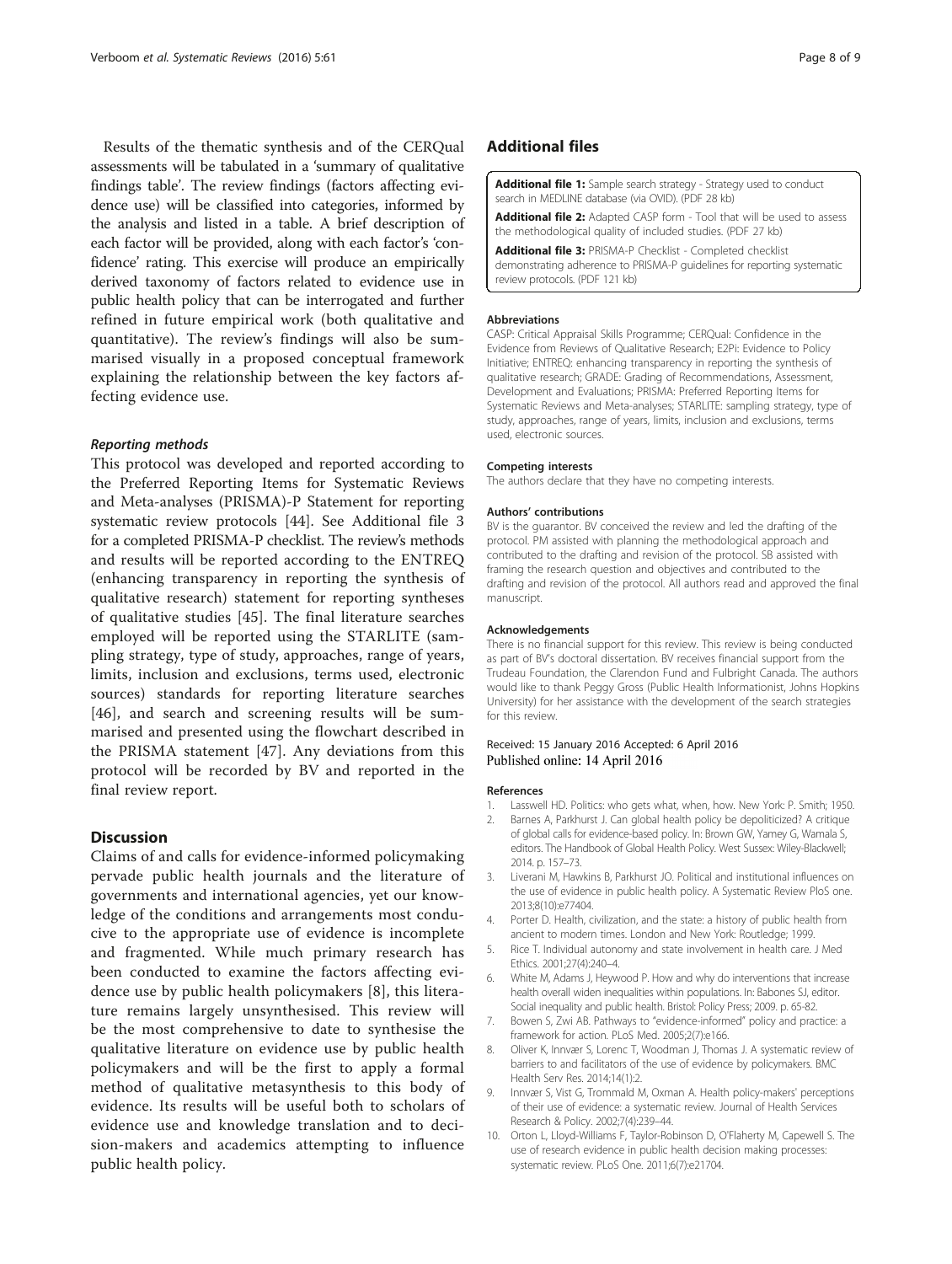Results of the thematic synthesis and of the CERQual assessments will be tabulated in a 'summary of qualitative findings table'. The review findings (factors affecting evidence use) will be classified into categories, informed by the analysis and listed in a table. A brief description of each factor will be provided, along with each factor's 'confidence' rating. This exercise will produce an empirically derived taxonomy of factors related to evidence use in public health policy that can be interrogated and further refined in future empirical work (both qualitative and quantitative). The review's findings will also be summarised visually in a proposed conceptual framework explaining the relationship between the key factors affecting evidence use.

#### *Reporting methods*

This protocol was developed and reported according to the Preferred Reporting Items for Systematic Reviews and Meta-analyses (PRISMA)-P Statement for reporting systematic review protocols [44]. See Additional file 3 for a completed PRISMA-P checklist. The review's methods and results will be reported according to the ENTREQ (enhancing transparency in reporting the synthesis of qualitative research) statement for reporting syntheses of qualitative studies [45]. The final literature searches employed will be reported using the STARLITE (sampling strategy, type of study, approaches, range of years, limits, inclusion and exclusions, terms used, electronic sources) standards for reporting literature searches [46], and search and screening results will be summarised and presented using the flowchart described in the PRISMA statement [47]. Any deviations from this protocol will be recorded by BV and reported in the final review report.

## Discussion

Claims of and calls for evidence-informed policymaking pervade public health journals and the literature of governments and international agencies, yet our knowledge of the conditions and arrangements most conducive to the appropriate use of evidence is incomplete and fragmented. While much primary research has been conducted to examine the factors affecting evidence use by public health policymakers [8], this literature remains largely unsynthesised. This review will be the most comprehensive to date to synthesise the qualitative literature on evidence use by public health policymakers and will be the first to apply a formal method of qualitative metasynthesis to this body of evidence. Its results will be useful both to scholars of evidence use and knowledge translation and to decision-makers and academics attempting to influence public health policy.

## Additional files

**Additional file 1:** Sample search strategy - Strategy used to conduct search in MEDLINE database (via OVID). (PDF 28 kb)

**Additional file 2:** Adapted CASP form - Tool that will be used to assess the methodological quality of included studies. (PDF 27 kb)

**Additional file 3:** PRISMA-P Checklist - Completed checklist demonstrating adherence to PRISMA-P guidelines for reporting systematic review protocols. (PDF 121 kb)

#### Abbreviations

CASP: Critical Appraisal Skills Programme; CERQual: Confidence in the Evidence from Reviews of Qualitative Research; E2Pi: Evidence to Policy Initiative; ENTREQ: enhancing transparency in reporting the synthesis of qualitative research; GRADE: Grading of Recommendations, Assessment, Development and Evaluations; PRISMA: Preferred Reporting Items for Systematic Reviews and Meta-analyses; STARLITE: sampling strategy, type of study, approaches, range of years, limits, inclusion and exclusions, terms used, electronic sources.

#### Competing interests

The authors declare that they have no competing interests.

#### Authors' contributions

BV is the guarantor. BV conceived the review and led the drafting of the protocol. PM assisted with planning the methodological approach and contributed to the drafting and revision of the protocol. SB assisted with framing the research question and objectives and contributed to the drafting and revision of the protocol. All authors read and approved the final manuscript.

#### Acknowledgements

There is no financial support for this review. This review is being conducted as part of BV's doctoral dissertation. BV receives financial support from the Trudeau Foundation, the Clarendon Fund and Fulbright Canada. The authors would like to thank Peggy Gross (Public Health Informationist, Johns Hopkins University) for her assistance with the development of the search strategies for this review.

Received: 15 January 2016 Accepted: 6 April 2016
Published online: 14 April 2016

#### References

1. Lasswell HD. Politics: who gets what, when, how. New York: P. Smith; 1950.
2. Barnes A, Parkhurst J. Can global health policy be depoliticized? A critique of global calls for evidence-based policy. In: Brown GW, Yamey G, Wamala S, editors. The Handbook of Global Health Policy. West Sussex: Wiley-Blackwell; 2014. p. 157–73.
3. Liverani M, Hawkins B, Parkhurst JO. Political and institutional influences on the use of evidence in public health policy. A Systematic Review PloS one. 2013;8(10):e77404.
4. Porter D. Health, civilization, and the state: a history of public health from ancient to modern times. London and New York: Routledge; 1999.
5. Rice T. Individual autonomy and state involvement in health care. J Med Ethics. 2001;27(4):240–4.
6. White M, Adams J, Heywood P. How and why do interventions that increase health overall widen inequalities within populations. In: Babones SJ, editor. Social inequality and public health. Bristol: Policy Press; 2009. p. 65-82.
7. Bowen S, Zwi AB. Pathways to "evidence-informed" policy and practice: a framework for action. PLoS Med. 2005;2(7):e166.
8. Oliver K, Innvær S, Lorenc T, Woodman J, Thomas J. A systematic review of barriers to and facilitators of the use of evidence by policymakers. BMC Health Serv Res. 2014;14(1):2.
9. Innvær S, Vist G, Trommald M, Oxman A. Health policy-makers' perceptions of their use of evidence: a systematic review. Journal of Health Services Research & Policy. 2002;7(4):239–44.
10. Orton L, Lloyd-Williams F, Taylor-Robinson D, O'Flaherty M, Capewell S. The use of research evidence in public health decision making processes: systematic review. PLoS One. 2011;6(7):e21704.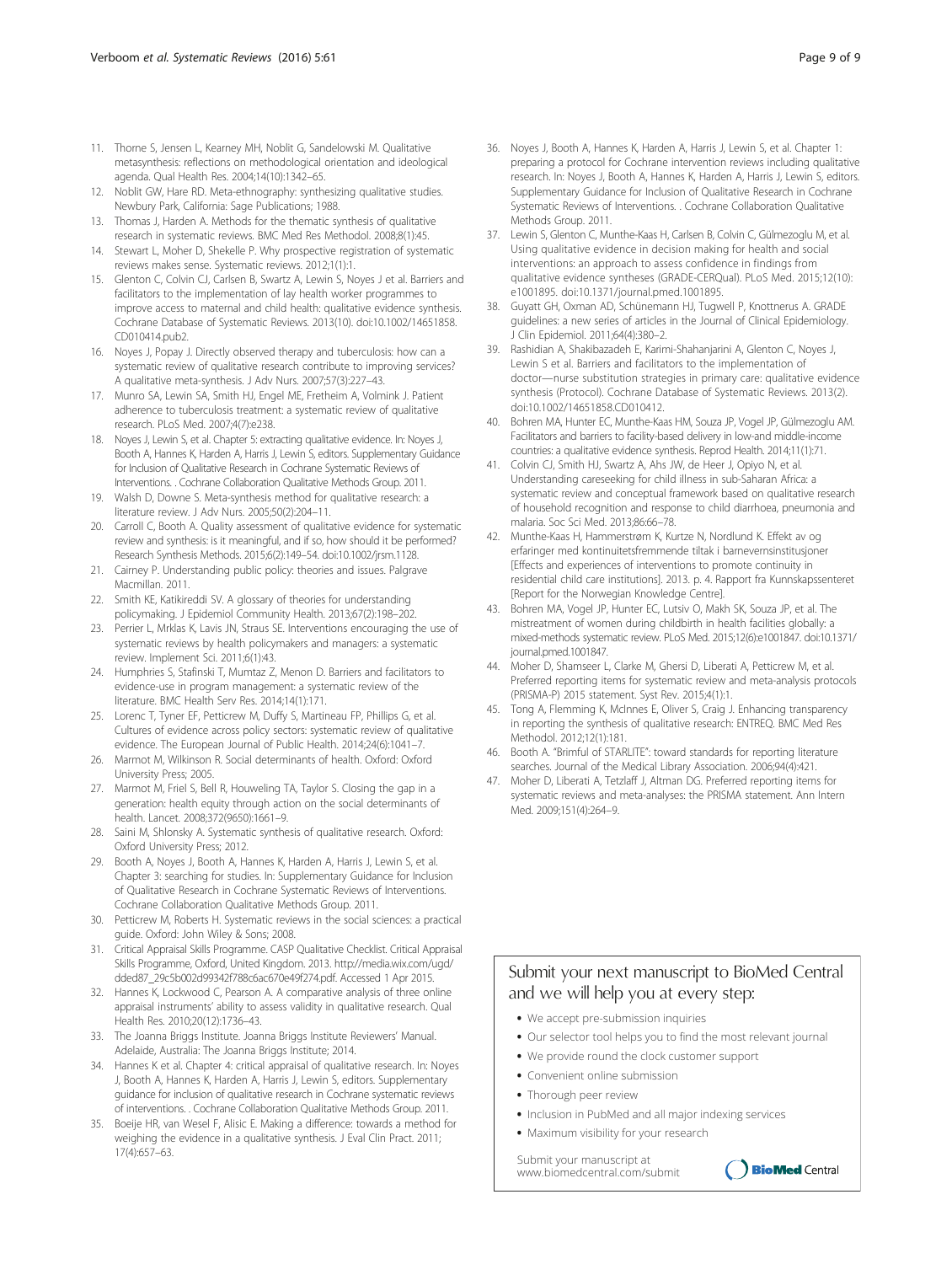11. Thorne S, Jensen L, Kearney MH, Noblit G, Sandelowski M. Qualitative metasynthesis: reflections on methodological orientation and ideological agenda. Qual Health Res. 2004;14(10):1342–65.
12. Noblit GW, Hare RD. Meta-ethnography: synthesizing qualitative studies. Newbury Park, California: Sage Publications; 1988.
13. Thomas J, Harden A. Methods for the thematic synthesis of qualitative research in systematic reviews. BMC Med Res Methodol. 2008;8(1):45.
14. Stewart L, Moher D, Shekelle P. Why prospective registration of systematic reviews makes sense. Systematic reviews. 2012;1(1):1.
15. Glenton C, Colvin CJ, Carlsen B, Swartz A, Lewin S, Noyes J et al. Barriers and facilitators to the implementation of lay health worker programmes to improve access to maternal and child health: qualitative evidence synthesis. Cochrane Database of Systematic Reviews. 2013(10). doi:10.1002/14651858.CD010414.pub2.
16. Noyes J, Popay J. Directly observed therapy and tuberculosis: how can a systematic review of qualitative research contribute to improving services? A qualitative meta-synthesis. J Adv Nurs. 2007;57(3):227–43.
17. Munro SA, Lewin SA, Smith HJ, Engel ME, Fretheim A, Volmink J. Patient adherence to tuberculosis treatment: a systematic review of qualitative research. PLoS Med. 2007;4(7):e238.
18. Noyes J, Lewin S, et al. Chapter 5: extracting qualitative evidence. In: Noyes J, Booth A, Hannes K, Harden A, Harris J, Lewin S, editors. Supplementary Guidance for Inclusion of Qualitative Research in Cochrane Systematic Reviews of Interventions. . Cochrane Collaboration Qualitative Methods Group. 2011.
19. Walsh D, Downe S. Meta-synthesis method for qualitative research: a literature review. J Adv Nurs. 2005;50(2):204–11.
20. Carroll C, Booth A. Quality assessment of qualitative evidence for systematic review and synthesis: is it meaningful, and if so, how should it be performed? Research Synthesis Methods. 2015;6(2):149–54. doi:10.1002/jrsm.1128.
21. Cairney P. Understanding public policy: theories and issues. Palgrave Macmillan. 2011.
22. Smith KE, Katikireddi SV. A glossary of theories for understanding policymaking. J Epidemiol Community Health. 2013;67(2):198–202.
23. Perrier L, Mrklas K, Lavis JN, Straus SE. Interventions encouraging the use of systematic reviews by health policymakers and managers: a systematic review. Implement Sci. 2011;6(1):43.
24. Humphries S, Stafinski T, Mumtaz Z, Menon D. Barriers and facilitators to evidence-use in program management: a systematic review of the literature. BMC Health Serv Res. 2014;14(1):171.
25. Lorenc T, Tyner EF, Petticrew M, Duffy S, Martineau FP, Phillips G, et al. Cultures of evidence across policy sectors: systematic review of qualitative evidence. The European Journal of Public Health. 2014;24(6):1041–7.
26. Marmot M, Wilkinson R. Social determinants of health. Oxford: Oxford University Press; 2005.
27. Marmot M, Friel S, Bell R, Houweling TA, Taylor S. Closing the gap in a generation: health equity through action on the social determinants of health. Lancet. 2008;372(9650):1661–9.
28. Saini M, Shlonsky A. Systematic synthesis of qualitative research. Oxford: Oxford University Press; 2012.
29. Booth A, Noyes J, Booth A, Hannes K, Harden A, Harris J, Lewin S, et al. Chapter 3: searching for studies. In: Supplementary Guidance for Inclusion of Qualitative Research in Cochrane Systematic Reviews of Interventions. Cochrane Collaboration Qualitative Methods Group. 2011.
30. Petticrew M, Roberts H. Systematic reviews in the social sciences: a practical guide. Oxford: John Wiley & Sons; 2008.
31. Critical Appraisal Skills Programme. CASP Qualitative Checklist. Critical Appraisal Skills Programme, Oxford, United Kingdom. 2013. http://media.wix.com/ugd/dded87_29c5b002d99342f788c6ac670e49f274.pdf. Accessed 1 Apr 2015.
32. Hannes K, Lockwood C, Pearson A. A comparative analysis of three online appraisal instruments' ability to assess validity in qualitative research. Qual Health Res. 2010;20(12):1736–43.
33. The Joanna Briggs Institute. Joanna Briggs Institute Reviewers' Manual. Adelaide, Australia: The Joanna Briggs Institute; 2014.
34. Hannes K et al. Chapter 4: critical appraisal of qualitative research. In: Noyes J, Booth A, Hannes K, Harden A, Harris J, Lewin S, editors. Supplementary guidance for inclusion of qualitative research in Cochrane systematic reviews of interventions. . Cochrane Collaboration Qualitative Methods Group. 2011.
35. Boeije HR, van Wesel F, Alisic E. Making a difference: towards a method for weighing the evidence in a qualitative synthesis. J Eval Clin Pract. 2011;17(4):657–63.
36. Noyes J, Booth A, Hannes K, Harden A, Harris J, Lewin S, et al. Chapter 1: preparing a protocol for Cochrane intervention reviews including qualitative research. In: Noyes J, Booth A, Hannes K, Harden A, Harris J, Lewin S, editors. Supplementary Guidance for Inclusion of Qualitative Research in Cochrane Systematic Reviews of Interventions. . Cochrane Collaboration Qualitative Methods Group. 2011.
37. Lewin S, Glenton C, Munthe-Kaas H, Carlsen B, Colvin C, Gülmezoglu M, et al. Using qualitative evidence in decision making for health and social interventions: an approach to assess confidence in findings from qualitative evidence syntheses (GRADE-CERQual). PLoS Med. 2015;12(10): e1001895. doi:10.1371/journal.pmed.1001895.
38. Guyatt GH, Oxman AD, Schünemann HJ, Tugwell P, Knottnerus A. GRADE guidelines: a new series of articles in the Journal of Clinical Epidemiology. J Clin Epidemiol. 2011;64(4):380–2.
39. Rashidian A, Shakibazadeh E, Karimi-Shahanjarini A, Glenton C, Noyes J, Lewin S et al. Barriers and facilitators to the implementation of doctor—nurse substitution strategies in primary care: qualitative evidence synthesis (Protocol). Cochrane Database of Systematic Reviews. 2013(2). doi:10.1002/14651858.CD010412.
40. Bohren MA, Hunter EC, Munthe-Kaas HM, Souza JP, Vogel JP, Gülmezoglu AM. Facilitators and barriers to facility-based delivery in low-and middle-income countries: a qualitative evidence synthesis. Reprod Health. 2014;11(1):71.
41. Colvin CJ, Smith HJ, Swartz A, Ahs JW, de Heer J, Opiyo N, et al. Understanding careseeking for child illness in sub-Saharan Africa: a systematic review and conceptual framework based on qualitative research of household recognition and response to child diarrhoea, pneumonia and malaria. Soc Sci Med. 2013;86:66–78.
42. Munthe-Kaas H, Hammerstrøm K, Kurtze N, Nordlund K. Effekt av og erfaringer med kontinuitetsfremmende tiltak i barnevernsinstitusjoner [Effects and experiences of interventions to promote continuity in residential child care institutions]. 2013. p. 4. Rapport fra Kunnskapssenteret [Report for the Norwegian Knowledge Centre].
43. Bohren MA, Vogel JP, Hunter EC, Lutsiv O, Makh SK, Souza JP, et al. The mistreatment of women during childbirth in health facilities globally: a mixed-methods systematic review. PLoS Med. 2015;12(6):e1001847. doi:10.1371/journal.pmed.1001847.
44. Moher D, Shamseer L, Clarke M, Ghersi D, Liberati A, Petticrew M, et al. Preferred reporting items for systematic review and meta-analysis protocols (PRISMA-P) 2015 statement. Syst Rev. 2015;4(1):1.
45. Tong A, Flemming K, McInnes E, Oliver S, Craig J. Enhancing transparency in reporting the synthesis of qualitative research: ENTREQ. BMC Med Res Methodol. 2012;12(1):181.
46. Booth A. "Brimful of STARLITE": toward standards for reporting literature searches. Journal of the Medical Library Association. 2006;94(4):421.
47. Moher D, Liberati A, Tetzlaff J, Altman DG. Preferred reporting items for systematic reviews and meta-analyses: the PRISMA statement. Ann Intern Med. 2009;151(4):264–9.

Submit your next manuscript to BioMed Central and we will help you at every step:

- We accept pre-submission inquiries
- Our selector tool helps you to find the most relevant journal
- We provide round the clock customer support
- Convenient online submission
- Thorough peer review
- Inclusion in PubMed and all major indexing services
- Maximum visibility for your research

Submit your manuscript at www.biomedcentral.com/submit

BioMed Central